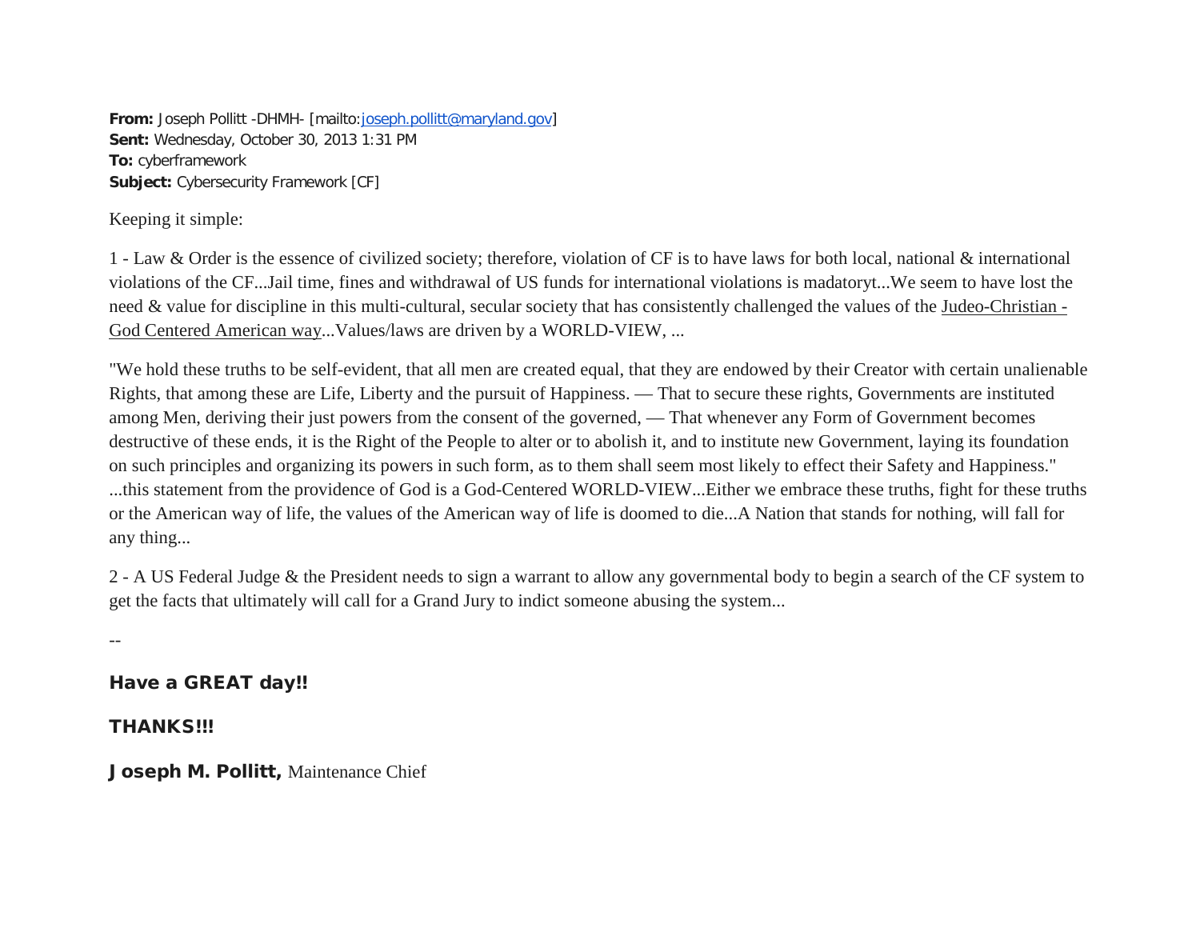**From:** Joseph Pollitt -DHMH- [mailto:joseph.pollitt@maryland.gov]
**Sent:** Wednesday, October 30, 2013 1:31 PM
**To:** cyberframework
**Subject:** Cybersecurity Framework [CF]

Keeping it simple:

1 - Law & Order is the essence of civilized society; therefore, violation of CF is to have laws for both local, national & international violations of the CF...Jail time, fines and withdrawal of US funds for international violations is madatoryt...We seem to have lost the need & value for discipline in this multi-cultural, secular society that has consistently challenged the values of the Judeo-Christian - God Centered American way...Values/laws are driven by a WORLD-VIEW, ...

"We hold these truths to be self-evident, that all men are created equal, that they are endowed by their Creator with certain unalienable Rights, that among these are Life, Liberty and the pursuit of Happiness. — That to secure these rights, Governments are instituted among Men, deriving their just powers from the consent of the governed, — That whenever any Form of Government becomes destructive of these ends, it is the Right of the People to alter or to abolish it, and to institute new Government, laying its foundation on such principles and organizing its powers in such form, as to them shall seem most likely to effect their Safety and Happiness." ...this statement from the providence of God is a God-Centered WORLD-VIEW...Either we embrace these truths, fight for these truths or the American way of life, the values of the American way of life is doomed to die...A Nation that stands for nothing, will fall for any thing...

2 - A US Federal Judge & the President needs to sign a warrant to allow any governmental body to begin a search of the CF system to get the facts that ultimately will call for a Grand Jury to indict someone abusing the system...

--

**Have a GREAT day!!**

**THANKS!!!**

**Joseph M. Pollitt,** Maintenance Chief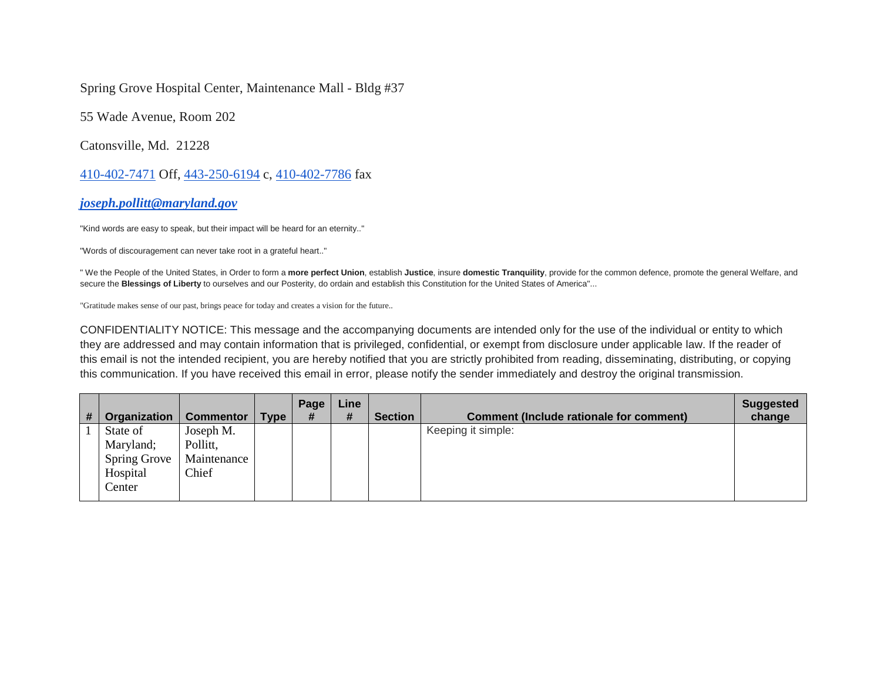Spring Grove Hospital Center, Maintenance Mall - Bldg #37

55 Wade Avenue, Room 202

Catonsville, Md. 21228

410-402-7471 Off, 443-250-6194 c, 410-402-7786 fax

***joseph.pollitt@maryland.gov***

"Kind words are easy to speak, but their impact will be heard for an eternity.."

"Words of discouragement can never take root in a grateful heart.."

" We the People of the United States, in Order to form a **more perfect Union**, establish **Justice**, insure **domestic Tranquility**, provide for the common defence, promote the general Welfare, and secure the **Blessings of Liberty** to ourselves and our Posterity, do ordain and establish this Constitution for the United States of America"...

"Gratitude makes sense of our past, brings peace for today and creates a vision for the future..

CONFIDENTIALITY NOTICE: This message and the accompanying documents are intended only for the use of the individual or entity to which they are addressed and may contain information that is privileged, confidential, or exempt from disclosure under applicable law. If the reader of this email is not the intended recipient, you are hereby notified that you are strictly prohibited from reading, disseminating, distributing, or copying this communication. If you have received this email in error, please notify the sender immediately and destroy the original transmission.

| # | Organization | Commentor | Type | Page # | Line # | Section | Comment (Include rationale for comment) | Suggested change |
|---|---|---|---|---|---|---|---|---|
| 1 | State of Maryland; Spring Grove Hospital Center | Joseph M. Pollitt, Maintenance Chief | | | | | Keeping it simple: | |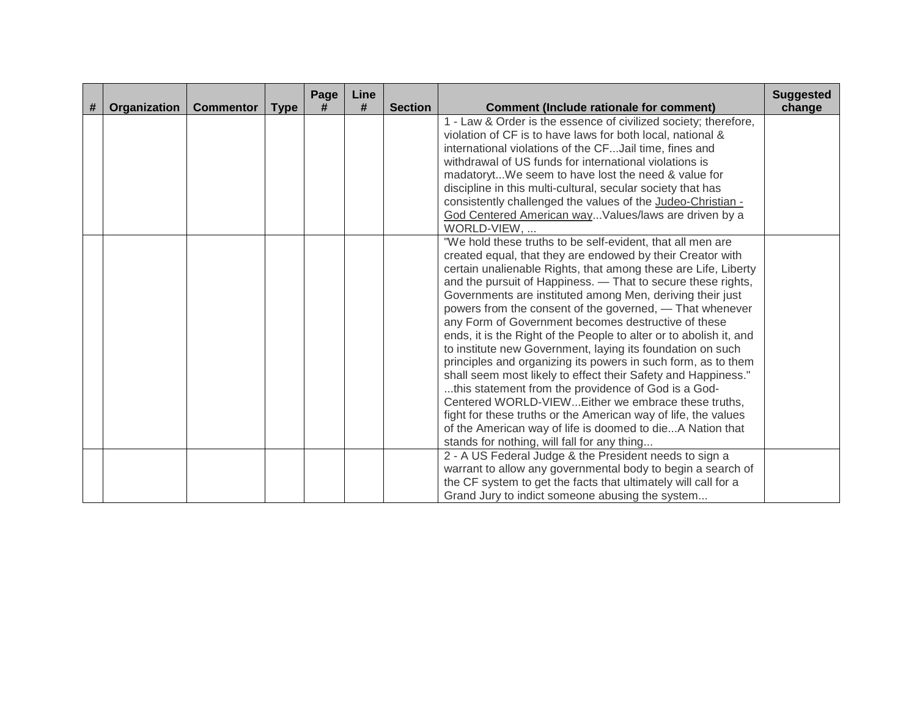| # | Organization | Commentor | Type | Page # | Line # | Section | Comment (Include rationale for comment) | Suggested change |
|---|---|---|---|---|---|---|---|---|
| | | | | | | | 1 - Law & Order is the essence of civilized society; therefore, violation of CF is to have laws for both local, national & international violations of the CF...Jail time, fines and withdrawal of US funds for international violations is madatoryt...We seem to have lost the need & value for discipline in this multi-cultural, secular society that has consistently challenged the values of the <u>Judeo-Christian - God Centered American way</u>...Values/laws are driven by a WORLD-VIEW, ... | |
| | | | | | | | "We hold these truths to be self-evident, that all men are created equal, that they are endowed by their Creator with certain unalienable Rights, that among these are Life, Liberty and the pursuit of Happiness. — That to secure these rights, Governments are instituted among Men, deriving their just powers from the consent of the governed, — That whenever any Form of Government becomes destructive of these ends, it is the Right of the People to alter or to abolish it, and to institute new Government, laying its foundation on such principles and organizing its powers in such form, as to them shall seem most likely to effect their Safety and Happiness." ...this statement from the providence of God is a God-Centered WORLD-VIEW...Either we embrace these truths, fight for these truths or the American way of life, the values of the American way of life is doomed to die...A Nation that stands for nothing, will fall for any thing... | |
| | | | | | | | 2 - A US Federal Judge & the President needs to sign a warrant to allow any governmental body to begin a search of the CF system to get the facts that ultimately will call for a Grand Jury to indict someone abusing the system... | |